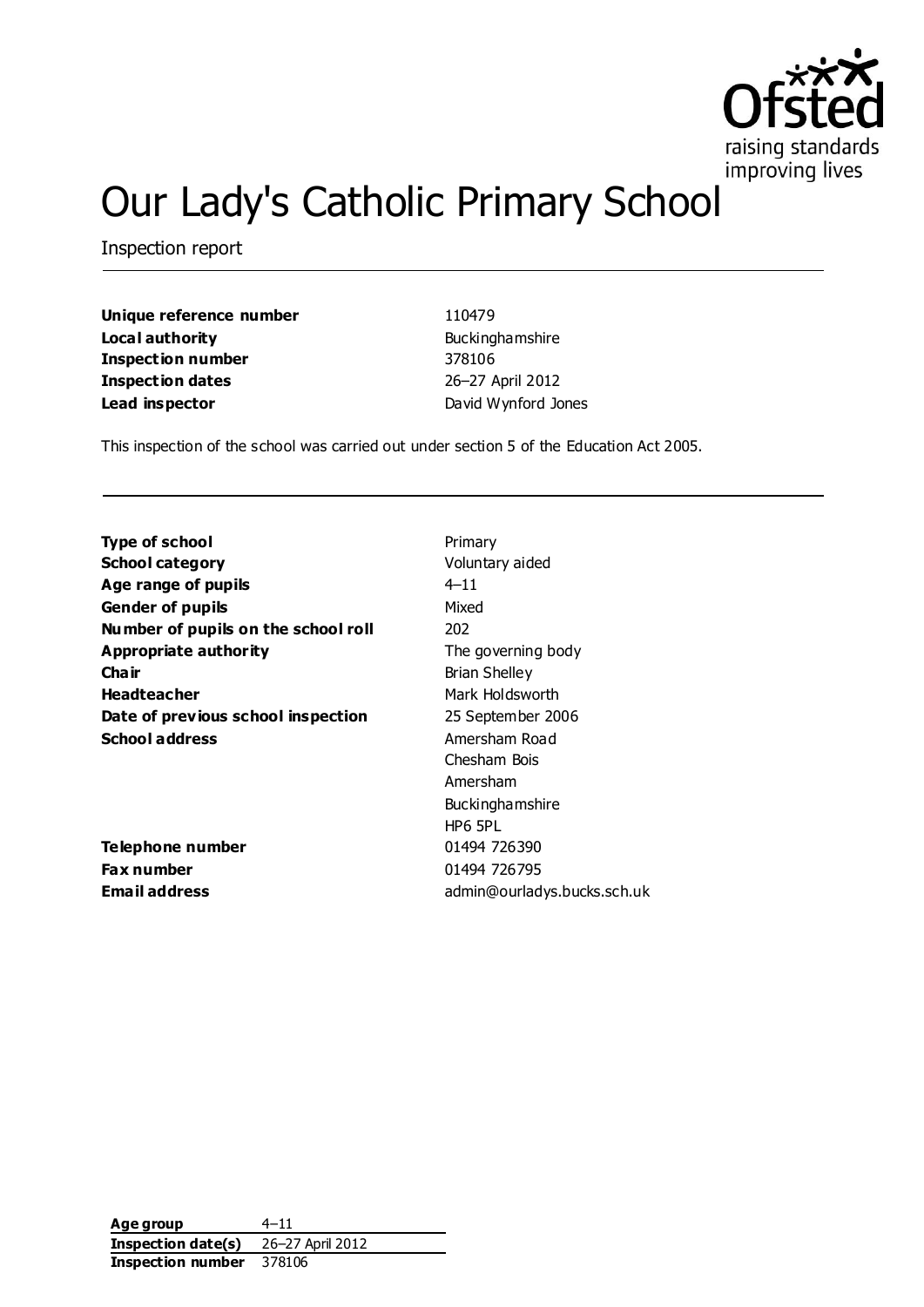# Our Lady's Catholic Primary School

Inspection report

| | |
|---|---|
| **Unique reference number** | 110479 |
| **Local authority** | Buckinghamshire |
| **Inspection number** | 378106 |
| **Inspection dates** | 26–27 April 2012 |
| **Lead inspector** | David Wynford Jones |

This inspection of the school was carried out under section 5 of the Education Act 2005.

| | |
|---|---|
| **Type of school** | Primary |
| **School category** | Voluntary aided |
| **Age range of pupils** | 4–11 |
| **Gender of pupils** | Mixed |
| **Number of pupils on the school roll** | 202 |
| **Appropriate authority** | The governing body |
| **Chair** | Brian Shelley |
| **Headteacher** | Mark Holdsworth |
| **Date of previous school inspection** | 25 September 2006 |
| **School address** | Amersham Road<br>Chesham Bois<br>Amersham<br>Buckinghamshire<br>HP6 5PL |
| **Telephone number** | 01494 726390 |
| **Fax number** | 01494 726795 |
| **Email address** | admin@ourladys.bucks.sch.uk |

| | |
|---|---|
| **Age group** | 4–11 |
| **Inspection date(s)** | 26–27 April 2012 |
| **Inspection number** | 378106 |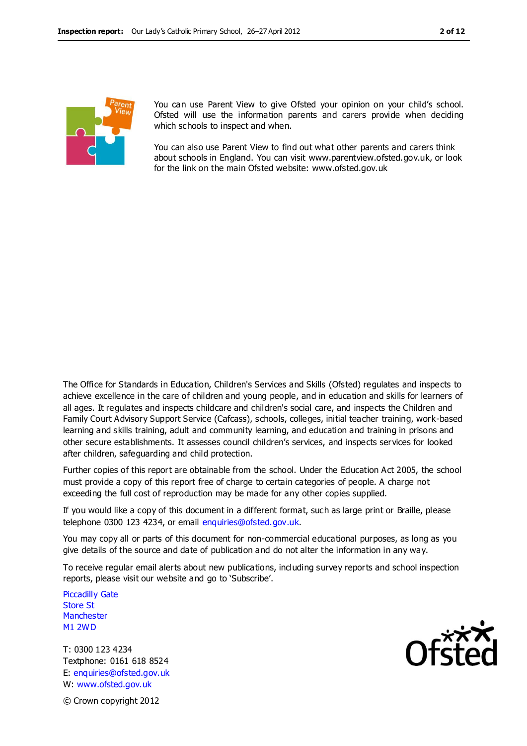You can use Parent View to give Ofsted your opinion on your child's school. Ofsted will use the information parents and carers provide when deciding which schools to inspect and when.

You can also use Parent View to find out what other parents and carers think about schools in England. You can visit www.parentview.ofsted.gov.uk, or look for the link on the main Ofsted website: www.ofsted.gov.uk

The Office for Standards in Education, Children's Services and Skills (Ofsted) regulates and inspects to achieve excellence in the care of children and young people, and in education and skills for learners of all ages. It regulates and inspects childcare and children's social care, and inspects the Children and Family Court Advisory Support Service (Cafcass), schools, colleges, initial teacher training, work-based learning and skills training, adult and community learning, and education and training in prisons and other secure establishments. It assesses council children's services, and inspects services for looked after children, safeguarding and child protection.

Further copies of this report are obtainable from the school. Under the Education Act 2005, the school must provide a copy of this report free of charge to certain categories of people. A charge not exceeding the full cost of reproduction may be made for any other copies supplied.

If you would like a copy of this document in a different format, such as large print or Braille, please telephone 0300 123 4234, or email enquiries@ofsted.gov.uk.

You may copy all or parts of this document for non-commercial educational purposes, as long as you give details of the source and date of publication and do not alter the information in any way.

To receive regular email alerts about new publications, including survey reports and school inspection reports, please visit our website and go to 'Subscribe'.

Piccadilly Gate
Store St
Manchester
M1 2WD

T: 0300 123 4234
Textphone: 0161 618 8524
E: enquiries@ofsted.gov.uk
W: www.ofsted.gov.uk

© Crown copyright 2012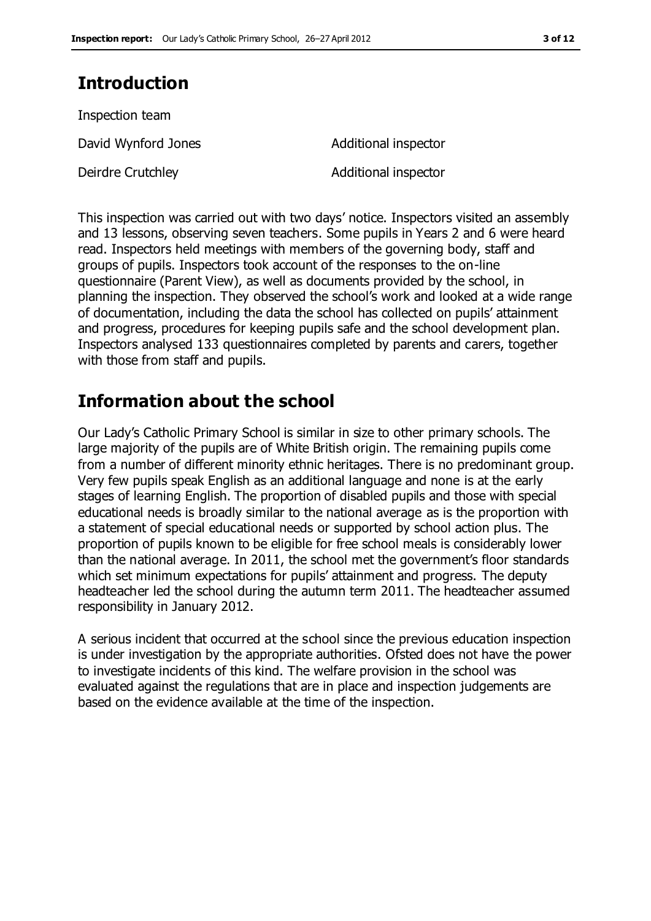## Introduction

Inspection team

| | |
|---|---|
| David Wynford Jones | Additional inspector |
| Deirdre Crutchley | Additional inspector |

This inspection was carried out with two days' notice. Inspectors visited an assembly and 13 lessons, observing seven teachers. Some pupils in Years 2 and 6 were heard read. Inspectors held meetings with members of the governing body, staff and groups of pupils. Inspectors took account of the responses to the on-line questionnaire (Parent View), as well as documents provided by the school, in planning the inspection. They observed the school's work and looked at a wide range of documentation, including the data the school has collected on pupils' attainment and progress, procedures for keeping pupils safe and the school development plan. Inspectors analysed 133 questionnaires completed by parents and carers, together with those from staff and pupils.

## Information about the school

Our Lady's Catholic Primary School is similar in size to other primary schools. The large majority of the pupils are of White British origin. The remaining pupils come from a number of different minority ethnic heritages. There is no predominant group. Very few pupils speak English as an additional language and none is at the early stages of learning English. The proportion of disabled pupils and those with special educational needs is broadly similar to the national average as is the proportion with a statement of special educational needs or supported by school action plus. The proportion of pupils known to be eligible for free school meals is considerably lower than the national average. In 2011, the school met the government's floor standards which set minimum expectations for pupils' attainment and progress. The deputy headteacher led the school during the autumn term 2011. The headteacher assumed responsibility in January 2012.

A serious incident that occurred at the school since the previous education inspection is under investigation by the appropriate authorities. Ofsted does not have the power to investigate incidents of this kind. The welfare provision in the school was evaluated against the regulations that are in place and inspection judgements are based on the evidence available at the time of the inspection.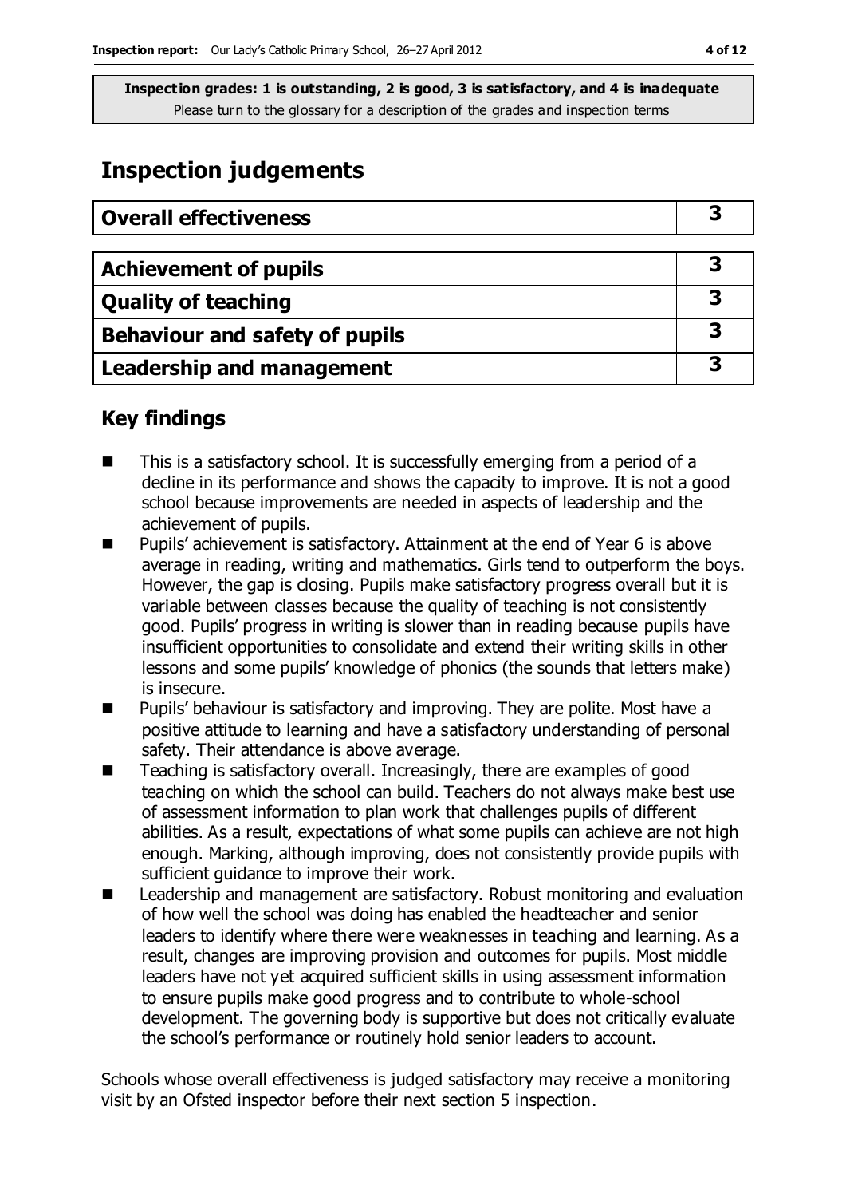**Inspection grades: 1 is outstanding, 2 is good, 3 is satisfactory, and 4 is inadequate**
Please turn to the glossary for a description of the grades and inspection terms

# Inspection judgements

| Overall effectiveness | 3 |
|---|---|
| **Achievement of pupils** | 3 |
| **Quality of teaching** | 3 |
| **Behaviour and safety of pupils** | 3 |
| **Leadership and management** | 3 |

## Key findings

- This is a satisfactory school. It is successfully emerging from a period of a decline in its performance and shows the capacity to improve. It is not a good school because improvements are needed in aspects of leadership and the achievement of pupils.
- Pupils' achievement is satisfactory. Attainment at the end of Year 6 is above average in reading, writing and mathematics. Girls tend to outperform the boys. However, the gap is closing. Pupils make satisfactory progress overall but it is variable between classes because the quality of teaching is not consistently good. Pupils' progress in writing is slower than in reading because pupils have insufficient opportunities to consolidate and extend their writing skills in other lessons and some pupils' knowledge of phonics (the sounds that letters make) is insecure.
- Pupils' behaviour is satisfactory and improving. They are polite. Most have a positive attitude to learning and have a satisfactory understanding of personal safety. Their attendance is above average.
- Teaching is satisfactory overall. Increasingly, there are examples of good teaching on which the school can build. Teachers do not always make best use of assessment information to plan work that challenges pupils of different abilities. As a result, expectations of what some pupils can achieve are not high enough. Marking, although improving, does not consistently provide pupils with sufficient guidance to improve their work.
- Leadership and management are satisfactory. Robust monitoring and evaluation of how well the school was doing has enabled the headteacher and senior leaders to identify where there were weaknesses in teaching and learning. As a result, changes are improving provision and outcomes for pupils. Most middle leaders have not yet acquired sufficient skills in using assessment information to ensure pupils make good progress and to contribute to whole-school development. The governing body is supportive but does not critically evaluate the school's performance or routinely hold senior leaders to account.

Schools whose overall effectiveness is judged satisfactory may receive a monitoring visit by an Ofsted inspector before their next section 5 inspection.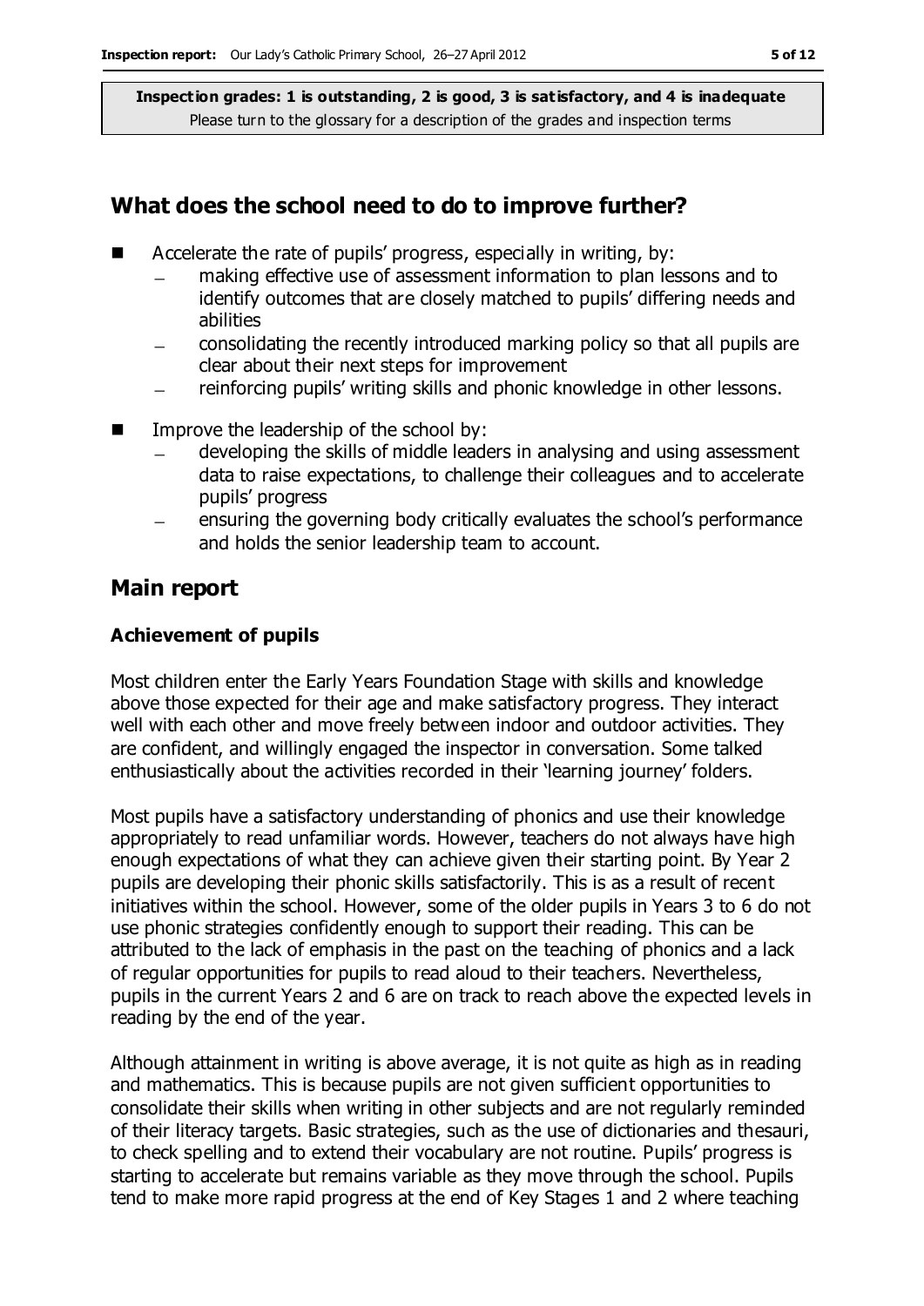**Inspection grades: 1 is outstanding, 2 is good, 3 is satisfactory, and 4 is inadequate**
Please turn to the glossary for a description of the grades and inspection terms

## What does the school need to do to improve further?

- Accelerate the rate of pupils' progress, especially in writing, by:
  - making effective use of assessment information to plan lessons and to identify outcomes that are closely matched to pupils' differing needs and abilities
  - consolidating the recently introduced marking policy so that all pupils are clear about their next steps for improvement
  - reinforcing pupils' writing skills and phonic knowledge in other lessons.
- Improve the leadership of the school by:
  - developing the skills of middle leaders in analysing and using assessment data to raise expectations, to challenge their colleagues and to accelerate pupils' progress
  - ensuring the governing body critically evaluates the school's performance and holds the senior leadership team to account.

## Main report

### Achievement of pupils

Most children enter the Early Years Foundation Stage with skills and knowledge above those expected for their age and make satisfactory progress. They interact well with each other and move freely between indoor and outdoor activities. They are confident, and willingly engaged the inspector in conversation. Some talked enthusiastically about the activities recorded in their 'learning journey' folders.

Most pupils have a satisfactory understanding of phonics and use their knowledge appropriately to read unfamiliar words. However, teachers do not always have high enough expectations of what they can achieve given their starting point. By Year 2 pupils are developing their phonic skills satisfactorily. This is as a result of recent initiatives within the school. However, some of the older pupils in Years 3 to 6 do not use phonic strategies confidently enough to support their reading. This can be attributed to the lack of emphasis in the past on the teaching of phonics and a lack of regular opportunities for pupils to read aloud to their teachers. Nevertheless, pupils in the current Years 2 and 6 are on track to reach above the expected levels in reading by the end of the year.

Although attainment in writing is above average, it is not quite as high as in reading and mathematics. This is because pupils are not given sufficient opportunities to consolidate their skills when writing in other subjects and are not regularly reminded of their literacy targets. Basic strategies, such as the use of dictionaries and thesauri, to check spelling and to extend their vocabulary are not routine. Pupils' progress is starting to accelerate but remains variable as they move through the school. Pupils tend to make more rapid progress at the end of Key Stages 1 and 2 where teaching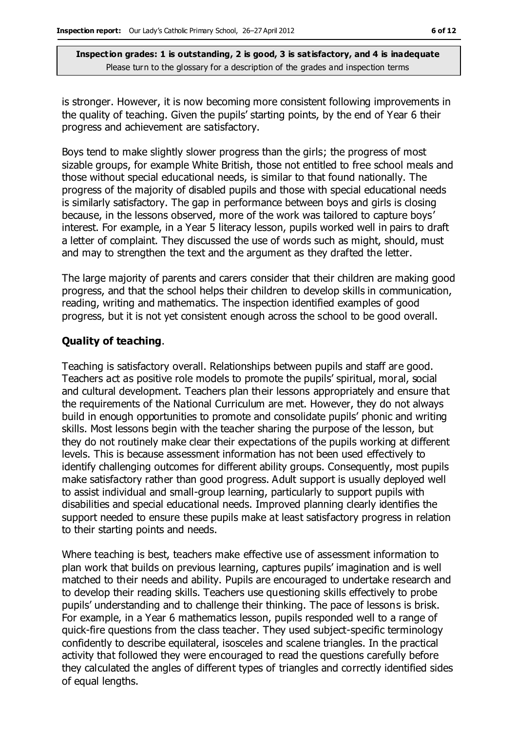is stronger. However, it is now becoming more consistent following improvements in the quality of teaching. Given the pupils' starting points, by the end of Year 6 their progress and achievement are satisfactory.

Boys tend to make slightly slower progress than the girls; the progress of most sizable groups, for example White British, those not entitled to free school meals and those without special educational needs, is similar to that found nationally. The progress of the majority of disabled pupils and those with special educational needs is similarly satisfactory. The gap in performance between boys and girls is closing because, in the lessons observed, more of the work was tailored to capture boys' interest. For example, in a Year 5 literacy lesson, pupils worked well in pairs to draft a letter of complaint. They discussed the use of words such as might, should, must and may to strengthen the text and the argument as they drafted the letter.

The large majority of parents and carers consider that their children are making good progress, and that the school helps their children to develop skills in communication, reading, writing and mathematics. The inspection identified examples of good progress, but it is not yet consistent enough across the school to be good overall.

**Quality of teaching**.

Teaching is satisfactory overall. Relationships between pupils and staff are good. Teachers act as positive role models to promote the pupils' spiritual, moral, social and cultural development. Teachers plan their lessons appropriately and ensure that the requirements of the National Curriculum are met. However, they do not always build in enough opportunities to promote and consolidate pupils' phonic and writing skills. Most lessons begin with the teacher sharing the purpose of the lesson, but they do not routinely make clear their expectations of the pupils working at different levels. This is because assessment information has not been used effectively to identify challenging outcomes for different ability groups. Consequently, most pupils make satisfactory rather than good progress. Adult support is usually deployed well to assist individual and small-group learning, particularly to support pupils with disabilities and special educational needs. Improved planning clearly identifies the support needed to ensure these pupils make at least satisfactory progress in relation to their starting points and needs.

Where teaching is best, teachers make effective use of assessment information to plan work that builds on previous learning, captures pupils' imagination and is well matched to their needs and ability. Pupils are encouraged to undertake research and to develop their reading skills. Teachers use questioning skills effectively to probe pupils' understanding and to challenge their thinking. The pace of lessons is brisk. For example, in a Year 6 mathematics lesson, pupils responded well to a range of quick-fire questions from the class teacher. They used subject-specific terminology confidently to describe equilateral, isosceles and scalene triangles. In the practical activity that followed they were encouraged to read the questions carefully before they calculated the angles of different types of triangles and correctly identified sides of equal lengths.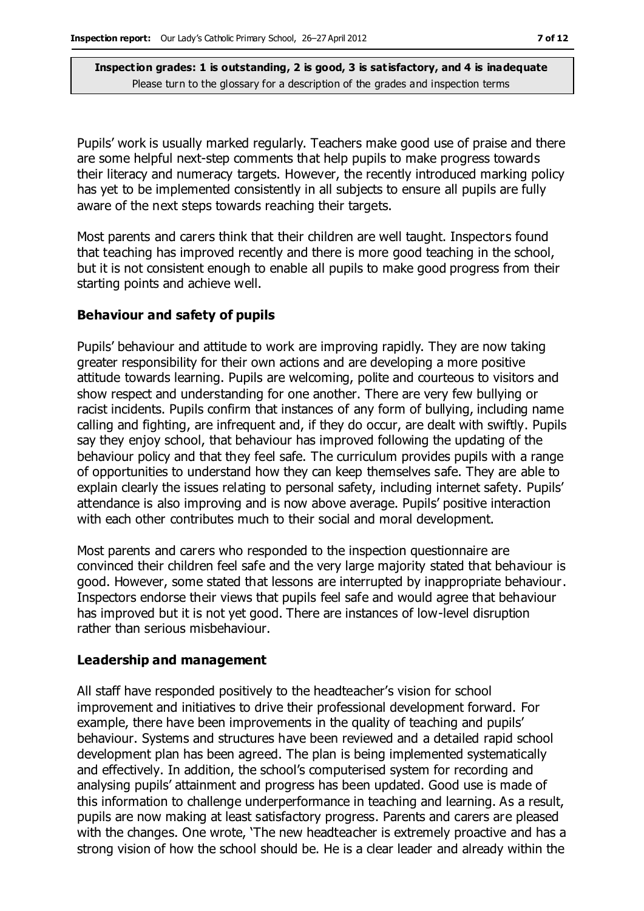Pupils' work is usually marked regularly. Teachers make good use of praise and there are some helpful next-step comments that help pupils to make progress towards their literacy and numeracy targets. However, the recently introduced marking policy has yet to be implemented consistently in all subjects to ensure all pupils are fully aware of the next steps towards reaching their targets.

Most parents and carers think that their children are well taught. Inspectors found that teaching has improved recently and there is more good teaching in the school, but it is not consistent enough to enable all pupils to make good progress from their starting points and achieve well.

### Behaviour and safety of pupils

Pupils' behaviour and attitude to work are improving rapidly. They are now taking greater responsibility for their own actions and are developing a more positive attitude towards learning. Pupils are welcoming, polite and courteous to visitors and show respect and understanding for one another. There are very few bullying or racist incidents. Pupils confirm that instances of any form of bullying, including name calling and fighting, are infrequent and, if they do occur, are dealt with swiftly. Pupils say they enjoy school, that behaviour has improved following the updating of the behaviour policy and that they feel safe. The curriculum provides pupils with a range of opportunities to understand how they can keep themselves safe. They are able to explain clearly the issues relating to personal safety, including internet safety. Pupils' attendance is also improving and is now above average. Pupils' positive interaction with each other contributes much to their social and moral development.

Most parents and carers who responded to the inspection questionnaire are convinced their children feel safe and the very large majority stated that behaviour is good. However, some stated that lessons are interrupted by inappropriate behaviour. Inspectors endorse their views that pupils feel safe and would agree that behaviour has improved but it is not yet good. There are instances of low-level disruption rather than serious misbehaviour.

### Leadership and management

All staff have responded positively to the headteacher's vision for school improvement and initiatives to drive their professional development forward. For example, there have been improvements in the quality of teaching and pupils' behaviour. Systems and structures have been reviewed and a detailed rapid school development plan has been agreed. The plan is being implemented systematically and effectively. In addition, the school's computerised system for recording and analysing pupils' attainment and progress has been updated. Good use is made of this information to challenge underperformance in teaching and learning. As a result, pupils are now making at least satisfactory progress. Parents and carers are pleased with the changes. One wrote, 'The new headteacher is extremely proactive and has a strong vision of how the school should be. He is a clear leader and already within the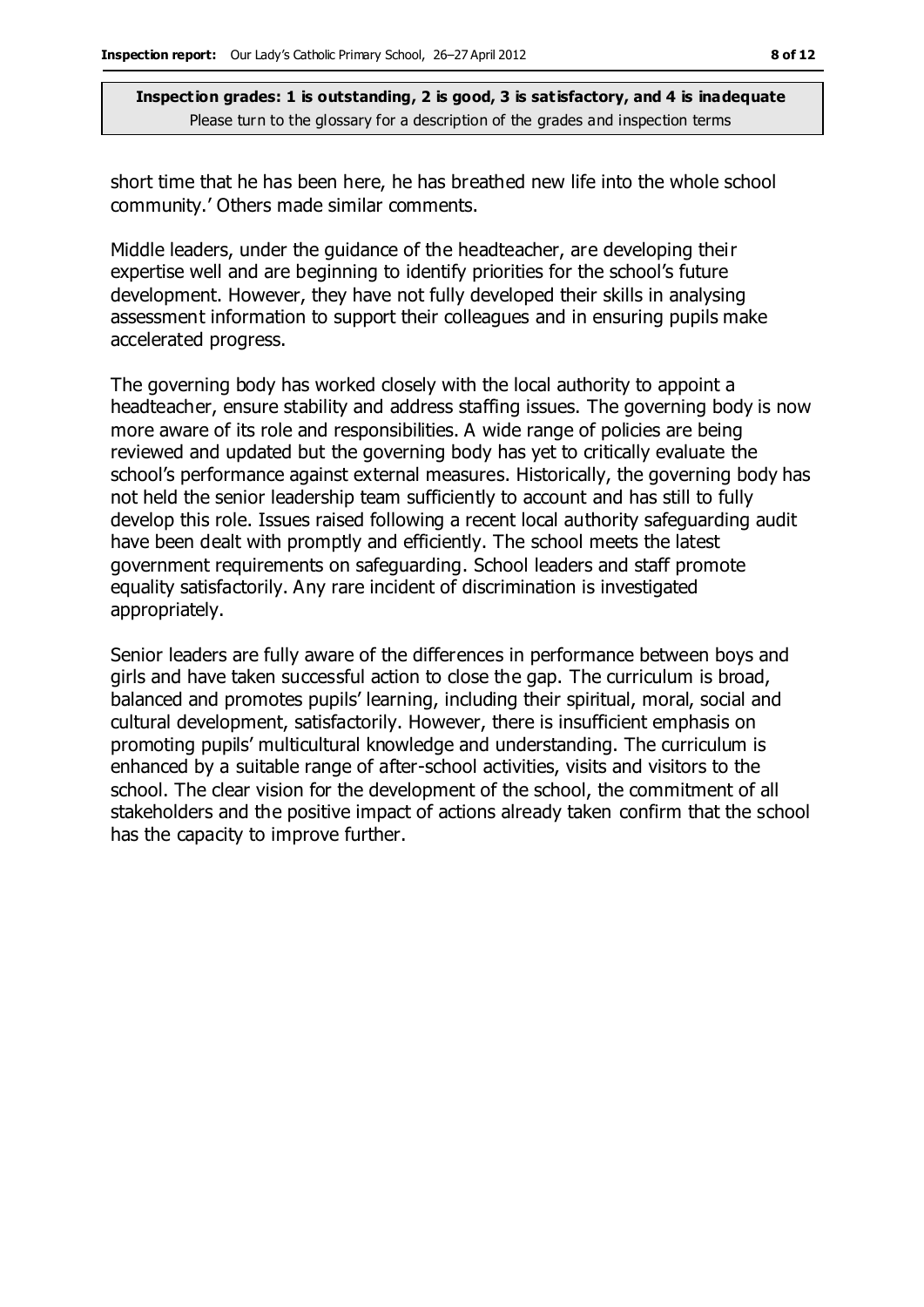short time that he has been here, he has breathed new life into the whole school community.' Others made similar comments.

Middle leaders, under the guidance of the headteacher, are developing their expertise well and are beginning to identify priorities for the school's future development. However, they have not fully developed their skills in analysing assessment information to support their colleagues and in ensuring pupils make accelerated progress.

The governing body has worked closely with the local authority to appoint a headteacher, ensure stability and address staffing issues. The governing body is now more aware of its role and responsibilities. A wide range of policies are being reviewed and updated but the governing body has yet to critically evaluate the school's performance against external measures. Historically, the governing body has not held the senior leadership team sufficiently to account and has still to fully develop this role. Issues raised following a recent local authority safeguarding audit have been dealt with promptly and efficiently. The school meets the latest government requirements on safeguarding. School leaders and staff promote equality satisfactorily. Any rare incident of discrimination is investigated appropriately.

Senior leaders are fully aware of the differences in performance between boys and girls and have taken successful action to close the gap. The curriculum is broad, balanced and promotes pupils' learning, including their spiritual, moral, social and cultural development, satisfactorily. However, there is insufficient emphasis on promoting pupils' multicultural knowledge and understanding. The curriculum is enhanced by a suitable range of after-school activities, visits and visitors to the school. The clear vision for the development of the school, the commitment of all stakeholders and the positive impact of actions already taken confirm that the school has the capacity to improve further.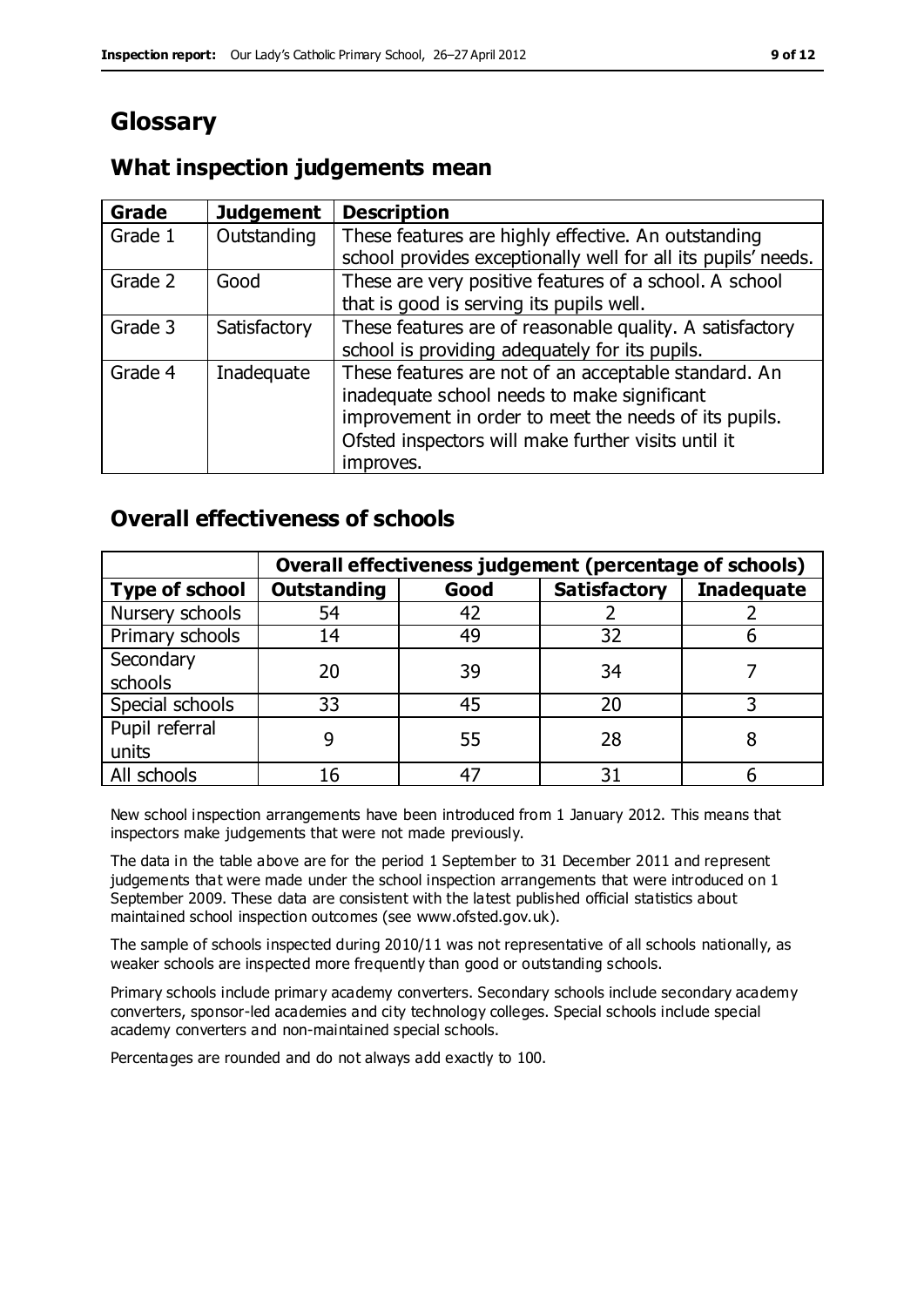# Glossary

## What inspection judgements mean

| Grade | Judgement | Description |
|---|---|---|
| Grade 1 | Outstanding | These features are highly effective. An outstanding school provides exceptionally well for all its pupils' needs. |
| Grade 2 | Good | These are very positive features of a school. A school that is good is serving its pupils well. |
| Grade 3 | Satisfactory | These features are of reasonable quality. A satisfactory school is providing adequately for its pupils. |
| Grade 4 | Inadequate | These features are not of an acceptable standard. An inadequate school needs to make significant improvement in order to meet the needs of its pupils. Ofsted inspectors will make further visits until it improves. |

## Overall effectiveness of schools

| | **Overall effectiveness judgement (percentage of schools)** | | | |
|---|---|---|---|---|
| **Type of school** | **Outstanding** | **Good** | **Satisfactory** | **Inadequate** |
| Nursery schools | 54 | 42 | 2 | 2 |
| Primary schools | 14 | 49 | 32 | 6 |
| Secondary schools | 20 | 39 | 34 | 7 |
| Special schools | 33 | 45 | 20 | 3 |
| Pupil referral units | 9 | 55 | 28 | 8 |
| All schools | 16 | 47 | 31 | 6 |

New school inspection arrangements have been introduced from 1 January 2012. This means that inspectors make judgements that were not made previously.

The data in the table above are for the period 1 September to 31 December 2011 and represent judgements that were made under the school inspection arrangements that were introduced on 1 September 2009. These data are consistent with the latest published official statistics about maintained school inspection outcomes (see www.ofsted.gov.uk).

The sample of schools inspected during 2010/11 was not representative of all schools nationally, as weaker schools are inspected more frequently than good or outstanding schools.

Primary schools include primary academy converters. Secondary schools include secondary academy converters, sponsor-led academies and city technology colleges. Special schools include special academy converters and non-maintained special schools.

Percentages are rounded and do not always add exactly to 100.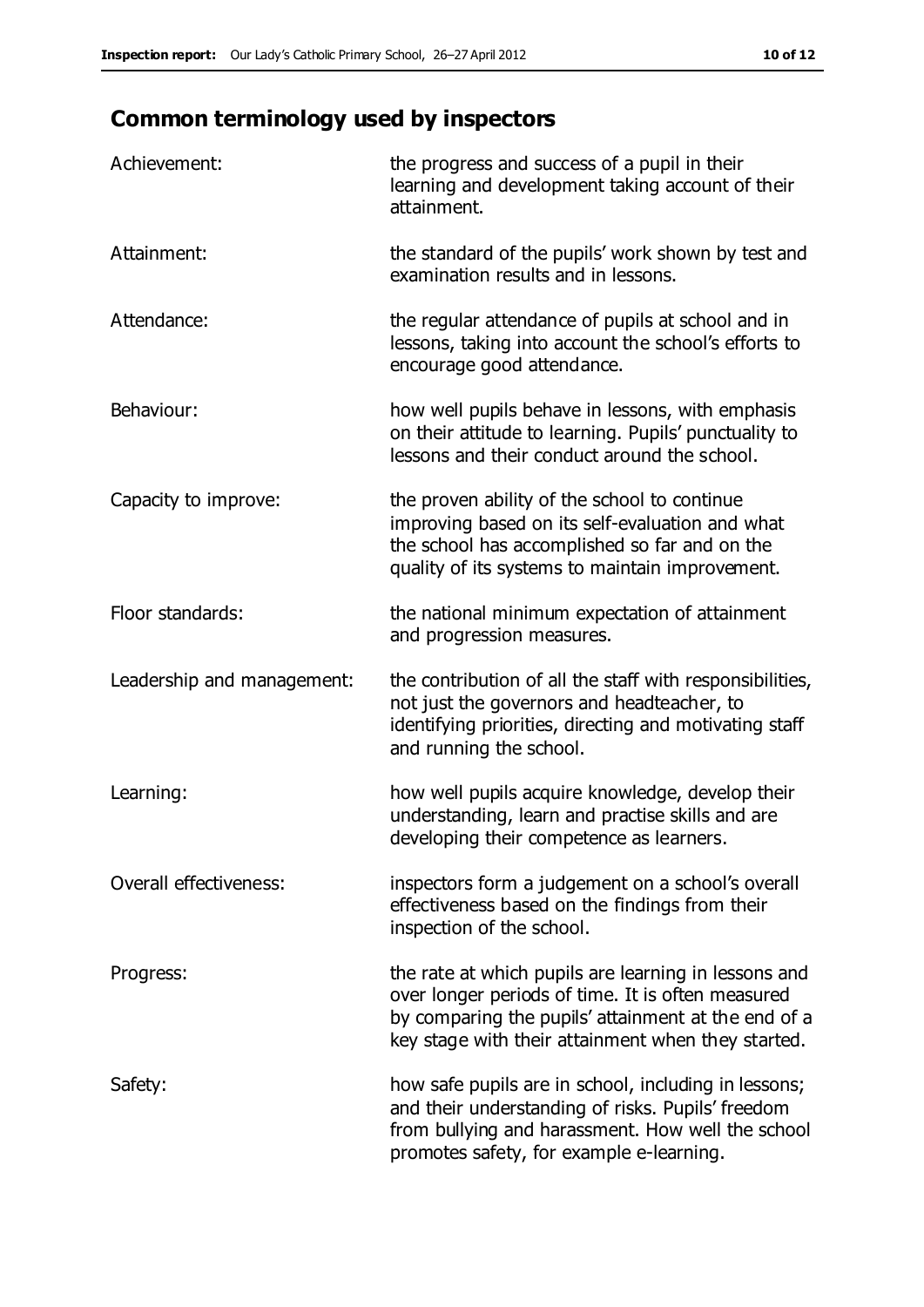## Common terminology used by inspectors

| | |
|---|---|
| Achievement: | the progress and success of a pupil in their learning and development taking account of their attainment. |
| Attainment: | the standard of the pupils' work shown by test and examination results and in lessons. |
| Attendance: | the regular attendance of pupils at school and in lessons, taking into account the school's efforts to encourage good attendance. |
| Behaviour: | how well pupils behave in lessons, with emphasis on their attitude to learning. Pupils' punctuality to lessons and their conduct around the school. |
| Capacity to improve: | the proven ability of the school to continue improving based on its self-evaluation and what the school has accomplished so far and on the quality of its systems to maintain improvement. |
| Floor standards: | the national minimum expectation of attainment and progression measures. |
| Leadership and management: | the contribution of all the staff with responsibilities, not just the governors and headteacher, to identifying priorities, directing and motivating staff and running the school. |
| Learning: | how well pupils acquire knowledge, develop their understanding, learn and practise skills and are developing their competence as learners. |
| Overall effectiveness: | inspectors form a judgement on a school's overall effectiveness based on the findings from their inspection of the school. |
| Progress: | the rate at which pupils are learning in lessons and over longer periods of time. It is often measured by comparing the pupils' attainment at the end of a key stage with their attainment when they started. |
| Safety: | how safe pupils are in school, including in lessons; and their understanding of risks. Pupils' freedom from bullying and harassment. How well the school promotes safety, for example e-learning. |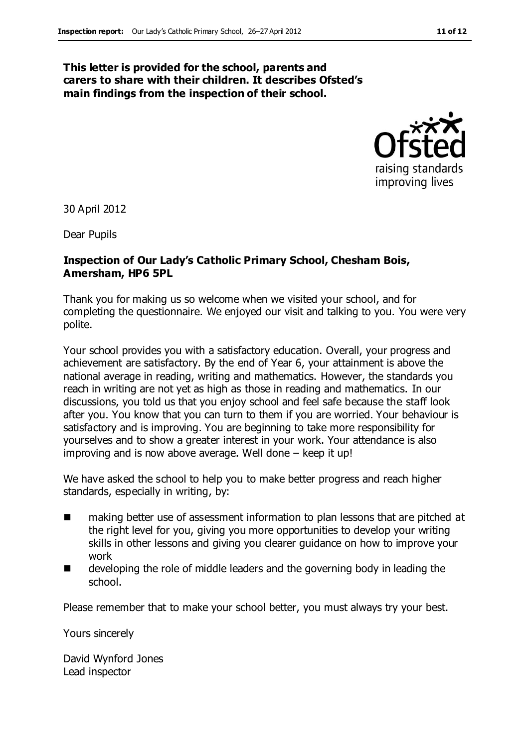**This letter is provided for the school, parents and carers to share with their children. It describes Ofsted's main findings from the inspection of their school.**

30 April 2012

Dear Pupils

**Inspection of Our Lady's Catholic Primary School, Chesham Bois, Amersham, HP6 5PL**

Thank you for making us so welcome when we visited your school, and for completing the questionnaire. We enjoyed our visit and talking to you. You were very polite.

Your school provides you with a satisfactory education. Overall, your progress and achievement are satisfactory. By the end of Year 6, your attainment is above the national average in reading, writing and mathematics. However, the standards you reach in writing are not yet as high as those in reading and mathematics. In our discussions, you told us that you enjoy school and feel safe because the staff look after you. You know that you can turn to them if you are worried. Your behaviour is satisfactory and is improving. You are beginning to take more responsibility for yourselves and to show a greater interest in your work. Your attendance is also improving and is now above average. Well done – keep it up!

We have asked the school to help you to make better progress and reach higher standards, especially in writing, by:

- making better use of assessment information to plan lessons that are pitched at the right level for you, giving you more opportunities to develop your writing skills in other lessons and giving you clearer guidance on how to improve your work
- developing the role of middle leaders and the governing body in leading the school.

Please remember that to make your school better, you must always try your best.

Yours sincerely

David Wynford Jones
Lead inspector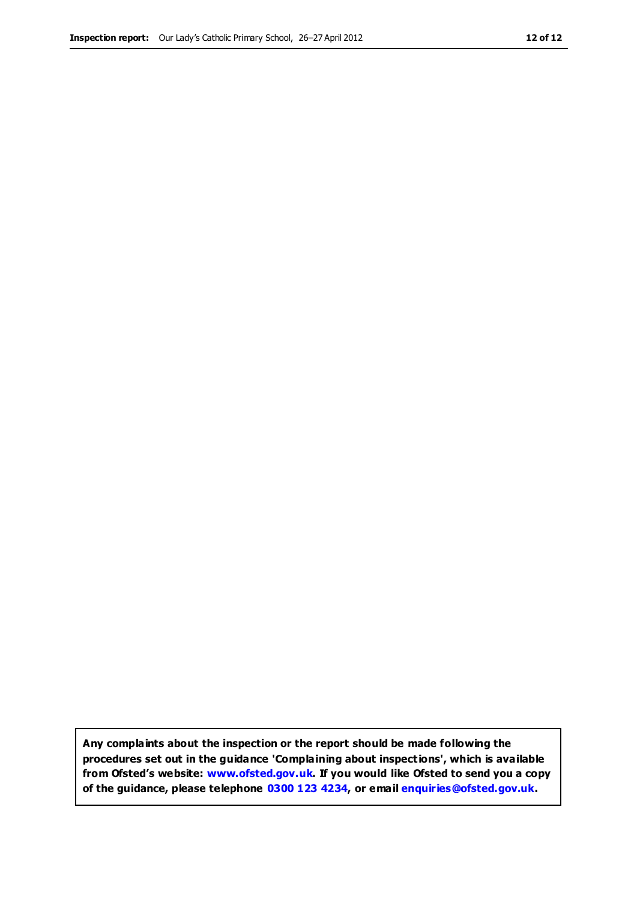**Any complaints about the inspection or the report should be made following the procedures set out in the guidance 'Complaining about inspections', which is available from Ofsted's website: www.ofsted.gov.uk. If you would like Ofsted to send you a copy of the guidance, please telephone 0300 123 4234, or email enquiries@ofsted.gov.uk.**